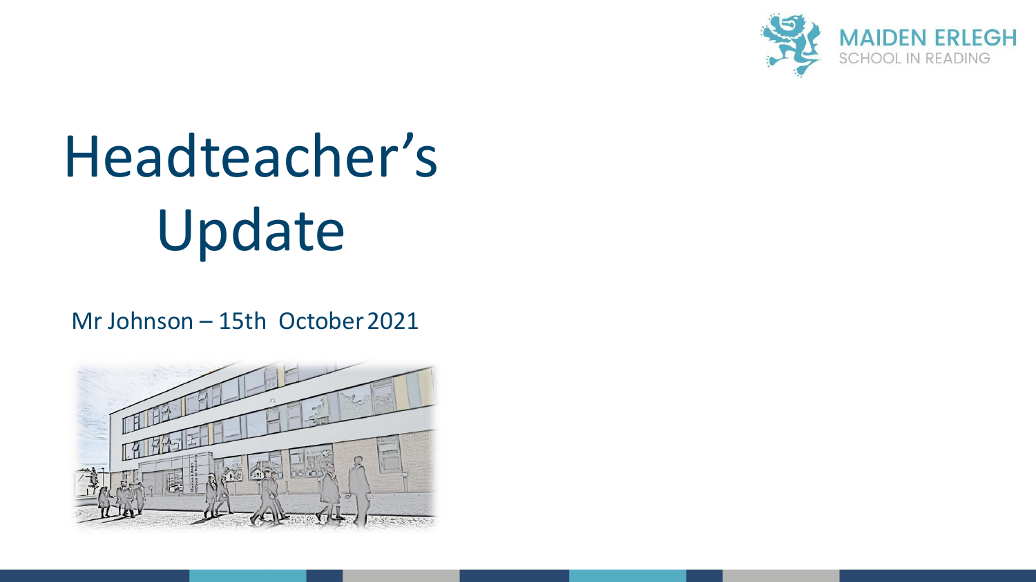MAIDEN ERLEGH
SCHOOL IN READING

# Headteacher's Update

Mr Johnson – 15th October 2021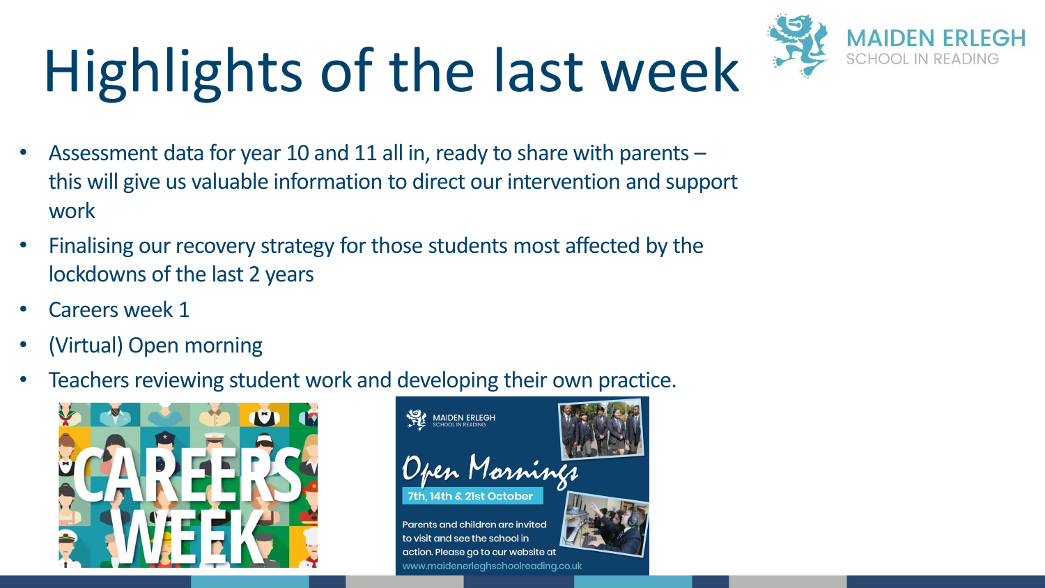# Highlights of the last week

- Assessment data for year 10 and 11 all in, ready to share with parents – this will give us valuable information to direct our intervention and support work
- Finalising our recovery strategy for those students most affected by the lockdowns of the last 2 years
- Careers week 1
- (Virtual) Open morning
- Teachers reviewing student work and developing their own practice.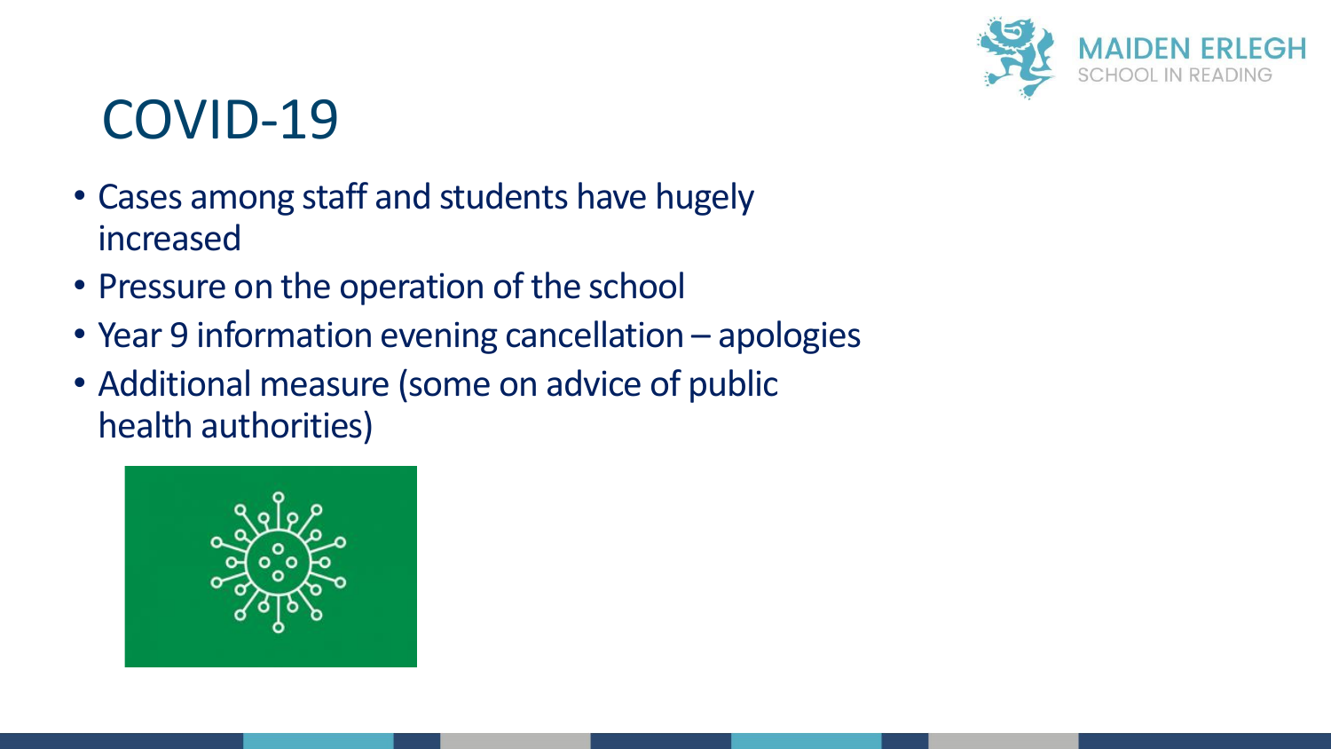# COVID-19

- Cases among staff and students have hugely increased
- Pressure on the operation of the school
- Year 9 information evening cancellation – apologies
- Additional measure (some on advice of public health authorities)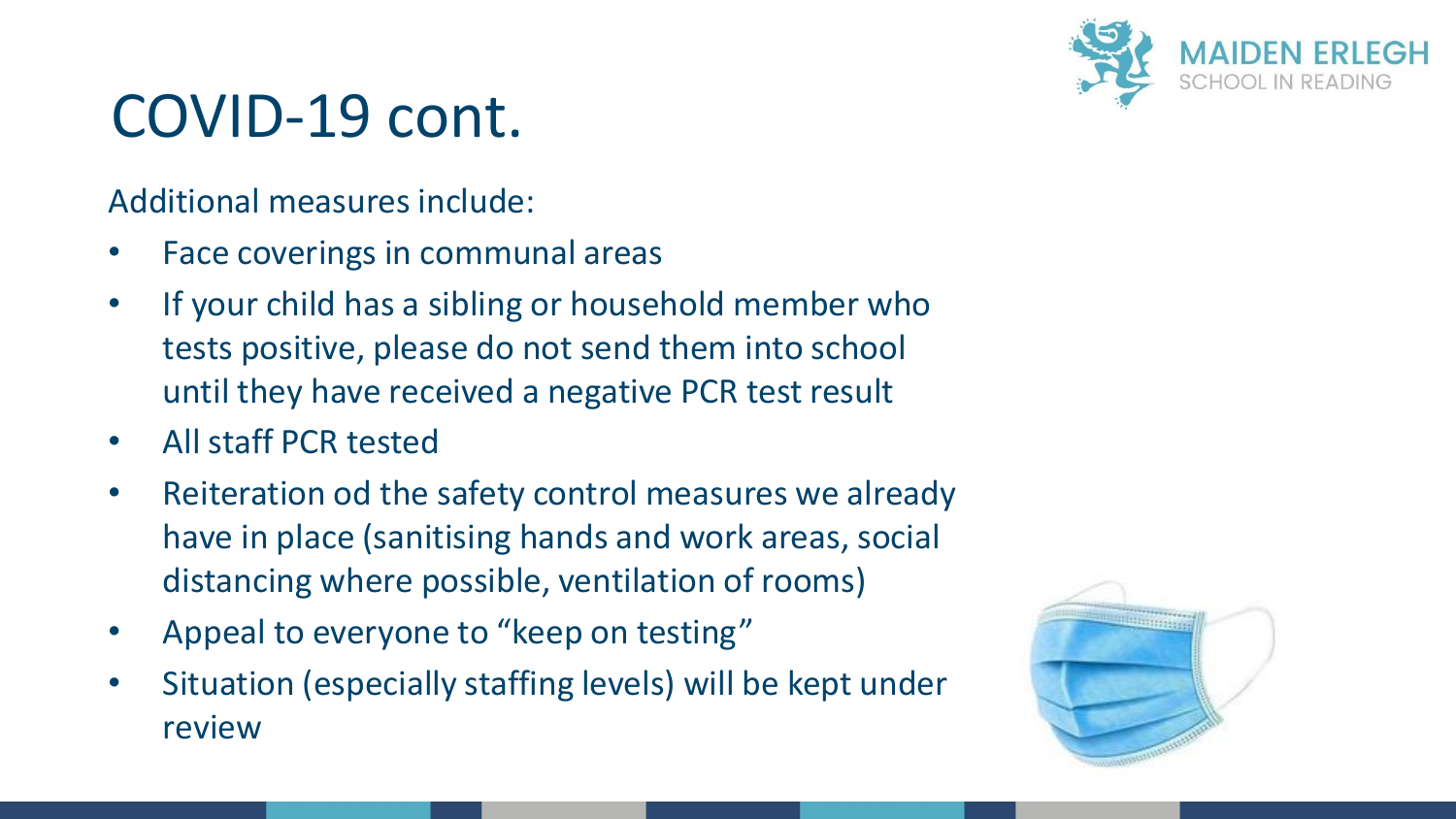# COVID-19 cont.

Additional measures include:

- Face coverings in communal areas
- If your child has a sibling or household member who tests positive, please do not send them into school until they have received a negative PCR test result
- All staff PCR tested
- Reiteration od the safety control measures we already have in place (sanitising hands and work areas, social distancing where possible, ventilation of rooms)
- Appeal to everyone to "keep on testing"
- Situation (especially staffing levels) will be kept under review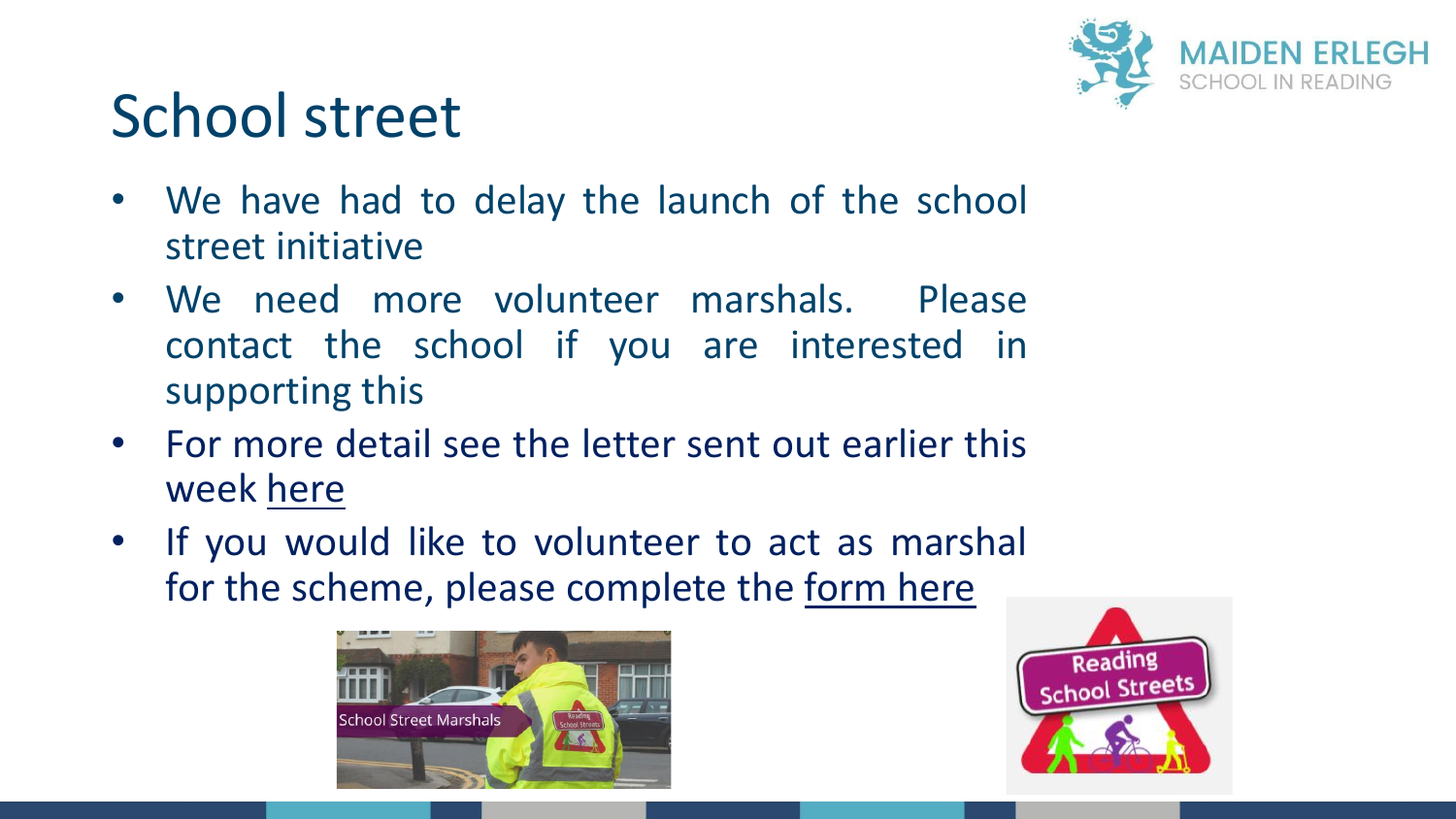# School street

- We have had to delay the launch of the school street initiative
- We need more volunteer marshals. Please contact the school if you are interested in supporting this
- For more detail see the letter sent out earlier this week here
- If you would like to volunteer to act as marshal for the scheme, please complete the form here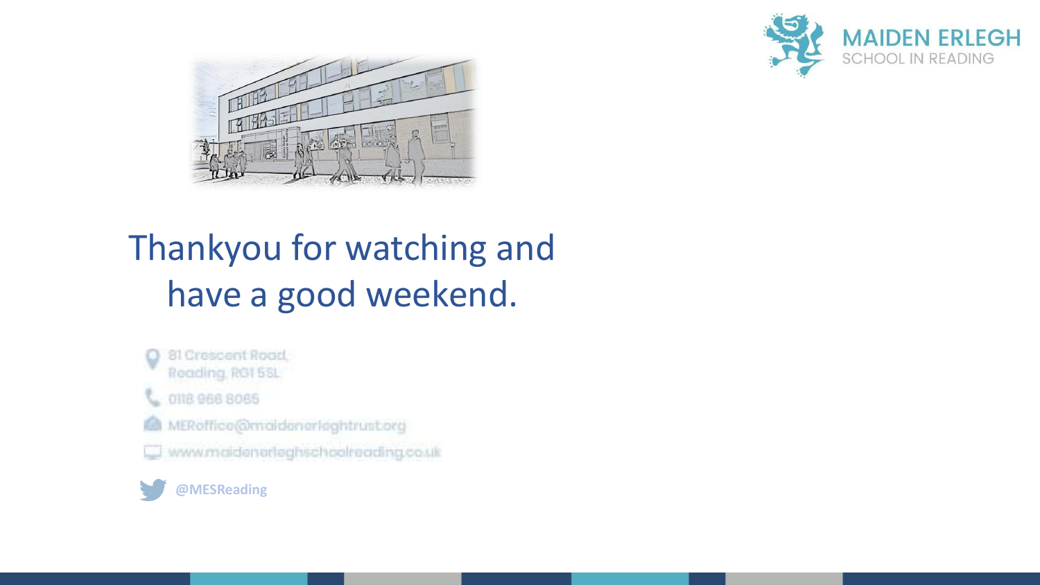MAIDEN ERLEGH
SCHOOL IN READING

Thankyou for watching and have a good weekend.

81 Crescent Road,
Reading, RG1 5SL

0118 966 8065

MERoffice@maidenerleghtrust.org

www.maidenerleghschoolreading.co.uk

@MESReading